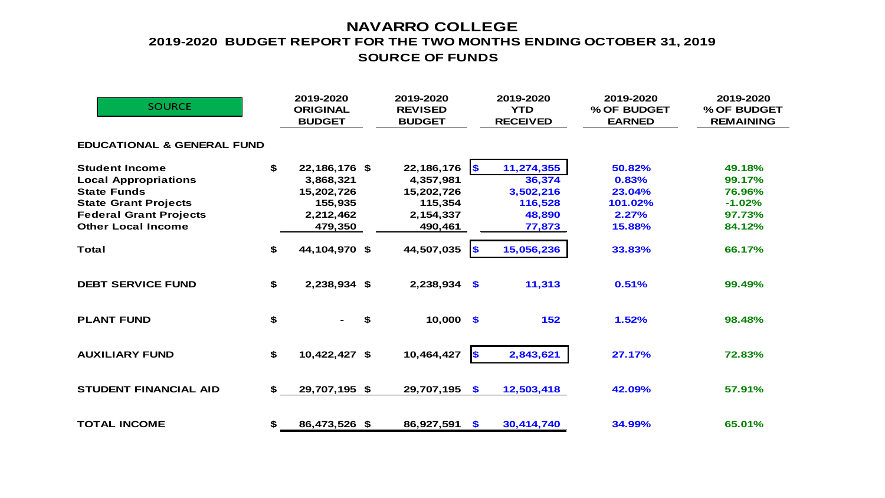# NAVARRO COLLEGE

## 2019-2020 BUDGET REPORT FOR THE TWO MONTHS ENDING OCTOBER 31, 2019

## SOURCE OF FUNDS

| SOURCE | 2019-2020 ORIGINAL BUDGET | 2019-2020 REVISED BUDGET | 2019-2020 YTD RECEIVED | 2019-2020 % OF BUDGET EARNED | 2019-2020 % OF BUDGET REMAINING |
|---|---|---|---|---|---|
| **EDUCATIONAL & GENERAL FUND** | | | | | |
| **Student Income** | $ 22,186,176 | $ 22,186,176 | $ 11,274,355 | 50.82% | 49.18% |
| **Local Appropriations** | 3,868,321 | 4,357,981 | 36,374 | 0.83% | 99.17% |
| **State Funds** | 15,202,726 | 15,202,726 | 3,502,216 | 23.04% | 76.96% |
| **State Grant Projects** | 155,935 | 115,354 | 116,528 | 101.02% | -1.02% |
| **Federal Grant Projects** | 2,212,462 | 2,154,337 | 48,890 | 2.27% | 97.73% |
| **Other Local Income** | 479,350 | 490,461 | 77,873 | 15.88% | 84.12% |
| **Total** | $ 44,104,970 | $ 44,507,035 | $ 15,056,236 | 33.83% | 66.17% |
| **DEBT SERVICE FUND** | $ 2,238,934 | $ 2,238,934 | $ 11,313 | 0.51% | 99.49% |
| **PLANT FUND** | $ - | $ 10,000 | $ 152 | 1.52% | 98.48% |
| **AUXILIARY FUND** | $ 10,422,427 | $ 10,464,427 | $ 2,843,621 | 27.17% | 72.83% |
| **STUDENT FINANCIAL AID** | $ 29,707,195 | $ 29,707,195 | $ 12,503,418 | 42.09% | 57.91% |
| **TOTAL INCOME** | $ 86,473,526 | $ 86,927,591 | $ 30,414,740 | 34.99% | 65.01% |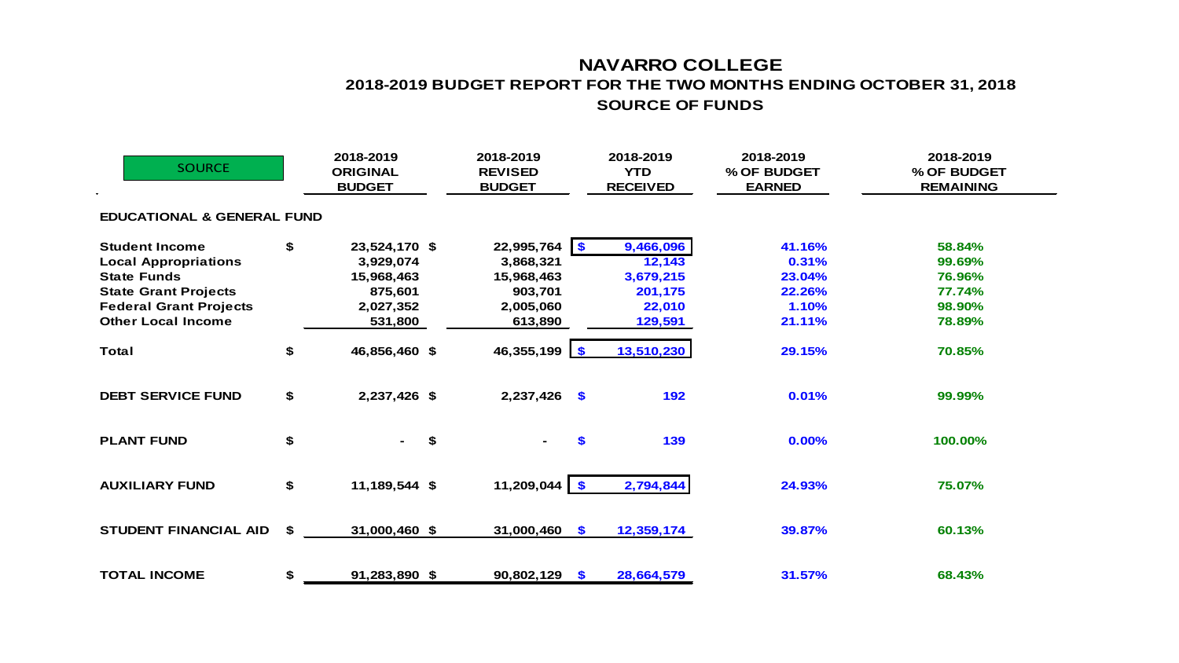# NAVARRO COLLEGE

## 2018-2019 BUDGET REPORT FOR THE TWO MONTHS ENDING OCTOBER 31, 2018

## SOURCE OF FUNDS

| SOURCE | 2018-2019 ORIGINAL BUDGET | 2018-2019 REVISED BUDGET | 2018-2019 YTD RECEIVED | 2018-2019 % OF BUDGET EARNED | 2018-2019 % OF BUDGET REMAINING |
|---|---|---|---|---|---|
| **EDUCATIONAL & GENERAL FUND** | | | | | |
| **Student Income** | $ 23,524,170 | $ 22,995,764 | $ 9,466,096 | 41.16% | 58.84% |
| **Local Appropriations** | 3,929,074 | 3,868,321 | 12,143 | 0.31% | 99.69% |
| **State Funds** | 15,968,463 | 15,968,463 | 3,679,215 | 23.04% | 76.96% |
| **State Grant Projects** | 875,601 | 903,701 | 201,175 | 22.26% | 77.74% |
| **Federal Grant Projects** | 2,027,352 | 2,005,060 | 22,010 | 1.10% | 98.90% |
| **Other Local Income** | 531,800 | 613,890 | 129,591 | 21.11% | 78.89% |
| **Total** | $ 46,856,460 | $ 46,355,199 | $ 13,510,230 | 29.15% | 70.85% |
| **DEBT SERVICE FUND** | $ 2,237,426 | $ 2,237,426 | $ 192 | 0.01% | 99.99% |
| **PLANT FUND** | $ - | $ - | $ 139 | 0.00% | 100.00% |
| **AUXILIARY FUND** | $ 11,189,544 | $ 11,209,044 | $ 2,794,844 | 24.93% | 75.07% |
| **STUDENT FINANCIAL AID** | $ 31,000,460 | $ 31,000,460 | $ 12,359,174 | 39.87% | 60.13% |
| **TOTAL INCOME** | $ 91,283,890 | $ 90,802,129 | $ 28,664,579 | 31.57% | 68.43% |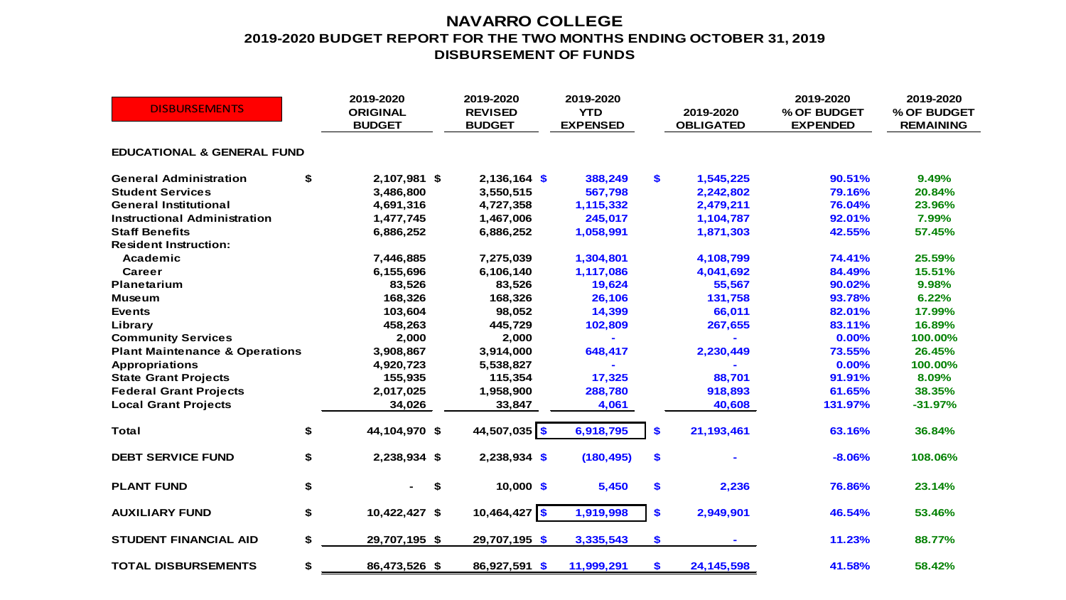# NAVARRO COLLEGE

## 2019-2020 BUDGET REPORT FOR THE TWO MONTHS ENDING OCTOBER 31, 2019

## DISBURSEMENT OF FUNDS

| DISBURSEMENTS | 2019-2020 ORIGINAL BUDGET | 2019-2020 REVISED BUDGET | 2019-2020 YTD EXPENSED | 2019-2020 OBLIGATED | 2019-2020 % OF BUDGET EXPENDED | 2019-2020 % OF BUDGET REMAINING |
|---|---|---|---|---|---|---|
| **EDUCATIONAL & GENERAL FUND** | | | | | | |
| **General Administration** | $ 2,107,981 | $ 2,136,164 | $ 388,249 | $ 1,545,225 | 90.51% | 9.49% |
| **Student Services** | 3,486,800 | 3,550,515 | 567,798 | 2,242,802 | 79.16% | 20.84% |
| **General Institutional** | 4,691,316 | 4,727,358 | 1,115,332 | 2,479,211 | 76.04% | 23.96% |
| **Instructional Administration** | 1,477,745 | 1,467,006 | 245,017 | 1,104,787 | 92.01% | 7.99% |
| **Staff Benefits** | 6,886,252 | 6,886,252 | 1,058,991 | 1,871,303 | 42.55% | 57.45% |
| **Resident Instruction:** | | | | | | |
| **Academic** | 7,446,885 | 7,275,039 | 1,304,801 | 4,108,799 | 74.41% | 25.59% |
| **Career** | 6,155,696 | 6,106,140 | 1,117,086 | 4,041,692 | 84.49% | 15.51% |
| **Planetarium** | 83,526 | 83,526 | 19,624 | 55,567 | 90.02% | 9.98% |
| **Museum** | 168,326 | 168,326 | 26,106 | 131,758 | 93.78% | 6.22% |
| **Events** | 103,604 | 98,052 | 14,399 | 66,011 | 82.01% | 17.99% |
| **Library** | 458,263 | 445,729 | 102,809 | 267,655 | 83.11% | 16.89% |
| **Community Services** | 2,000 | 2,000 | - | - | 0.00% | 100.00% |
| **Plant Maintenance & Operations** | 3,908,867 | 3,914,000 | 648,417 | 2,230,449 | 73.55% | 26.45% |
| **Appropriations** | 4,920,723 | 5,538,827 | - | - | 0.00% | 100.00% |
| **State Grant Projects** | 155,935 | 115,354 | 17,325 | 88,701 | 91.91% | 8.09% |
| **Federal Grant Projects** | 2,017,025 | 1,958,900 | 288,780 | 918,893 | 61.65% | 38.35% |
| **Local Grant Projects** | 34,026 | 33,847 | 4,061 | 40,608 | 131.97% | -31.97% |
| **Total** | $ 44,104,970 | $ 44,507,035 | $ 6,918,795 | $ 21,193,461 | 63.16% | 36.84% |
| **DEBT SERVICE FUND** | $ 2,238,934 | $ 2,238,934 | $ (180,495) | $ - | -8.06% | 108.06% |
| **PLANT FUND** | $ - | $ 10,000 | $ 5,450 | $ 2,236 | 76.86% | 23.14% |
| **AUXILIARY FUND** | $ 10,422,427 | $ 10,464,427 | $ 1,919,998 | $ 2,949,901 | 46.54% | 53.46% |
| **STUDENT FINANCIAL AID** | $ 29,707,195 | $ 29,707,195 | $ 3,335,543 | $ - | 11.23% | 88.77% |
| **TOTAL DISBURSEMENTS** | $ 86,473,526 | $ 86,927,591 | $ 11,999,291 | $ 24,145,598 | 41.58% | 58.42% |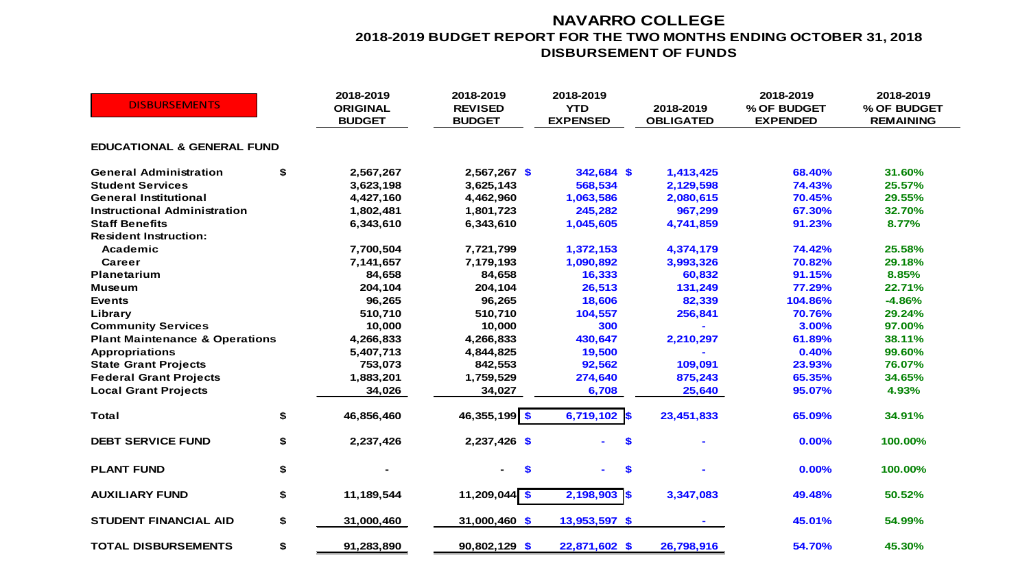# NAVARRO COLLEGE

## 2018-2019 BUDGET REPORT FOR THE TWO MONTHS ENDING OCTOBER 31, 2018

## DISBURSEMENT OF FUNDS

| DISBURSEMENTS | 2018-2019 ORIGINAL BUDGET | 2018-2019 REVISED BUDGET | 2018-2019 YTD EXPENSED | 2018-2019 OBLIGATED | 2018-2019 % OF BUDGET EXPENDED | 2018-2019 % OF BUDGET REMAINING |
|---|---|---|---|---|---|---|
| **EDUCATIONAL & GENERAL FUND** | | | | | | |
| General Administration | $ 2,567,267 | 2,567,267 | $ 342,684 | $ 1,413,425 | 68.40% | 31.60% |
| Student Services | 3,623,198 | 3,625,143 | 568,534 | 2,129,598 | 74.43% | 25.57% |
| General Institutional | 4,427,160 | 4,462,960 | 1,063,586 | 2,080,615 | 70.45% | 29.55% |
| Instructional Administration | 1,802,481 | 1,801,723 | 245,282 | 967,299 | 67.30% | 32.70% |
| Staff Benefits | 6,343,610 | 6,343,610 | 1,045,605 | 4,741,859 | 91.23% | 8.77% |
| Resident Instruction: | | | | | | |
| Academic | 7,700,504 | 7,721,799 | 1,372,153 | 4,374,179 | 74.42% | 25.58% |
| Career | 7,141,657 | 7,179,193 | 1,090,892 | 3,993,326 | 70.82% | 29.18% |
| Planetarium | 84,658 | 84,658 | 16,333 | 60,832 | 91.15% | 8.85% |
| Museum | 204,104 | 204,104 | 26,513 | 131,249 | 77.29% | 22.71% |
| Events | 96,265 | 96,265 | 18,606 | 82,339 | 104.86% | -4.86% |
| Library | 510,710 | 510,710 | 104,557 | 256,841 | 70.76% | 29.24% |
| Community Services | 10,000 | 10,000 | 300 | - | 3.00% | 97.00% |
| Plant Maintenance & Operations | 4,266,833 | 4,266,833 | 430,647 | 2,210,297 | 61.89% | 38.11% |
| Appropriations | 5,407,713 | 4,844,825 | 19,500 | - | 0.40% | 99.60% |
| State Grant Projects | 753,073 | 842,553 | 92,562 | 109,091 | 23.93% | 76.07% |
| Federal Grant Projects | 1,883,201 | 1,759,529 | 274,640 | 875,243 | 65.35% | 34.65% |
| Local Grant Projects | 34,026 | 34,027 | 6,708 | 25,640 | 95.07% | 4.93% |
| **Total** | $ 46,856,460 | 46,355,199 | $ 6,719,102 | $ 23,451,833 | 65.09% | 34.91% |
| **DEBT SERVICE FUND** | $ 2,237,426 | 2,237,426 | $ - | $ - | 0.00% | 100.00% |
| **PLANT FUND** | $ - | - | $ - | $ - | 0.00% | 100.00% |
| **AUXILIARY FUND** | $ 11,189,544 | 11,209,044 | $ 2,198,903 | $ 3,347,083 | 49.48% | 50.52% |
| **STUDENT FINANCIAL AID** | $ 31,000,460 | 31,000,460 | $ 13,953,597 | $ - | 45.01% | 54.99% |
| **TOTAL DISBURSEMENTS** | $ 91,283,890 | 90,802,129 | $ 22,871,602 | $ 26,798,916 | 54.70% | 45.30% |